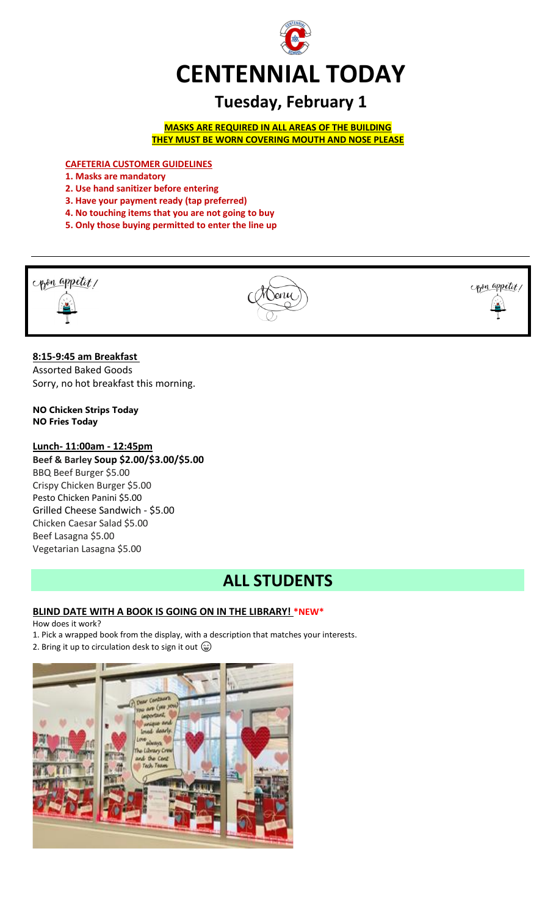# CENTENNIAL TODAY

## Tuesday, February 1

**MASKS ARE REQUIRED IN ALL AREAS OF THE BUILDING**
**THEY MUST BE WORN COVERING MOUTH AND NOSE PLEASE**

**CAFETERIA CUSTOMER GUIDELINES**

1. **Masks are mandatory**
2. **Use hand sanitizer before entering**
3. **Have your payment ready (tap preferred)**
4. **No touching items that you are not going to buy**
5. **Only those buying permitted to enter the line up**

---

Bon appetit! Menu Bon appetit!

**8:15-9:45 am Breakfast**
Assorted Baked Goods
Sorry, no hot breakfast this morning.

**NO Chicken Strips Today**
**NO Fries Today**

**Lunch- 11:00am - 12:45pm**
**Beef & Barley Soup $2.00/$3.00/$5.00**
BBQ Beef Burger $5.00
Crispy Chicken Burger $5.00
Pesto Chicken Panini $5.00
Grilled Cheese Sandwich - $5.00
Chicken Caesar Salad $5.00
Beef Lasagna $5.00
Vegetarian Lasagna $5.00

## ALL STUDENTS

### BLIND DATE WITH A BOOK IS GOING ON IN THE LIBRARY! *NEW*

How does it work?

1. Pick a wrapped book from the display, with a description that matches your interests.
2. Bring it up to circulation desk to sign it out 😀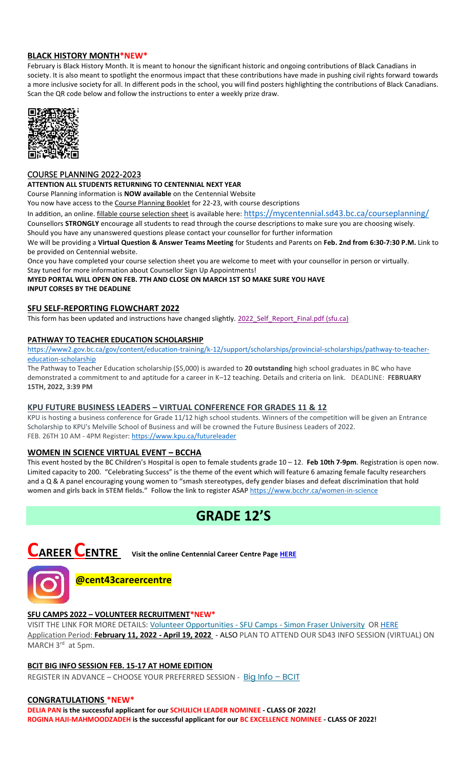### BLACK HISTORY MONTH*NEW*

February is Black History Month. It is meant to honour the significant historic and ongoing contributions of Black Canadians in society. It is also meant to spotlight the enormous impact that these contributions have made in pushing civil rights forward towards a more inclusive society for all. In different pods in the school, you will find posters highlighting the contributions of Black Canadians. Scan the QR code below and follow the instructions to enter a weekly prize draw.

### COURSE PLANNING 2022-2023

**ATTENTION ALL STUDENTS RETURNING TO CENTENNIAL NEXT YEAR**

Course Planning information is **NOW available** on the Centennial Website

You now have access to the Course Planning Booklet for 22-23, with course descriptions

In addition, an online. fillable course selection sheet is available here: https://mycentennial.sd43.bc.ca/courseplanning/

Counsellors **STRONGLY** encourage all students to read through the course descriptions to make sure you are choosing wisely. Should you have any unanswered questions please contact your counsellor for further information

We will be providing a **Virtual Question & Answer Teams Meeting** for Students and Parents on **Feb. 2nd from 6:30-7:30 P.M.** Link to be provided on Centennial website.

Once you have completed your course selection sheet you are welcome to meet with your counsellor in person or virtually. Stay tuned for more information about Counsellor Sign Up Appointments!

**MYED PORTAL WILL OPEN ON FEB. 7TH AND CLOSE ON MARCH 1ST SO MAKE SURE YOU HAVE INPUT CORSES BY THE DEADLINE**

### SFU SELF-REPORTING FLOWCHART 2022

This form has been updated and instructions have changed slightly. 2022_Self_Report_Final.pdf (sfu.ca)

### PATHWAY TO TEACHER EDUCATION SCHOLARSHIP

https://www2.gov.bc.ca/gov/content/education-training/k-12/support/scholarships/provincial-scholarships/pathway-to-teacher-education-scholarship

The Pathway to Teacher Education scholarship ($5,000) is awarded to **20 outstanding** high school graduates in BC who have demonstrated a commitment to and aptitude for a career in K–12 teaching. Details and criteria on link. DEADLINE: **FEBRUARY 15TH, 2022, 3:39 PM**

### KPU FUTURE BUSINESS LEADERS – VIRTUAL CONFERENCE FOR GRADES 11 & 12

KPU is hosting a business conference for Grade 11/12 high school students. Winners of the competition will be given an Entrance Scholarship to KPU's Melville School of Business and will be crowned the Future Business Leaders of 2022. FEB. 26TH 10 AM - 4PM Register: https://www.kpu.ca/futureleader

### WOMEN IN SCIENCE VIRTUAL EVENT – BCCHA

This event hosted by the BC Children's Hospital is open to female students grade 10 – 12. **Feb 10th 7-9pm**. Registration is open now. Limited capacity to 200. "Celebrating Success" is the theme of the event which will feature 6 amazing female faculty researchers and a Q & A panel encouraging young women to **"smash stereotypes, defy gender biases and defeat discrimination that hold women and girls back in STEM fields."** Follow the link to register ASAP https://www.bcchr.ca/women-in-science

# GRADE 12'S

## CAREER CENTRE

**Visit the online Centennial Career Centre Page HERE**

**@cent43careercentre**

### SFU CAMPS 2022 – VOLUNTEER RECRUITMENT*NEW*

VISIT THE LINK FOR MORE DETAILS: Volunteer Opportunities - SFU Camps - Simon Fraser University OR HERE

Application Period: **February 11, 2022 - April 19, 2022** - ALSO PLAN TO ATTEND OUR SD43 INFO SESSION (VIRTUAL) ON MARCH 3rd at 5pm.

### BCIT BIG INFO SESSION FEB. 15-17 AT HOME EDITION

REGISTER IN ADVANCE – CHOOSE YOUR PREFERRED SESSION - Big Info – BCIT

### CONGRATULATIONS *NEW*

**DELIA PAN is the successful applicant for our SCHULICH LEADER NOMINEE - CLASS OF 2022!**

**ROGINA HAJI-MAHMOODZADEH is the successful applicant for our BC EXCELLENCE NOMINEE - CLASS OF 2022!**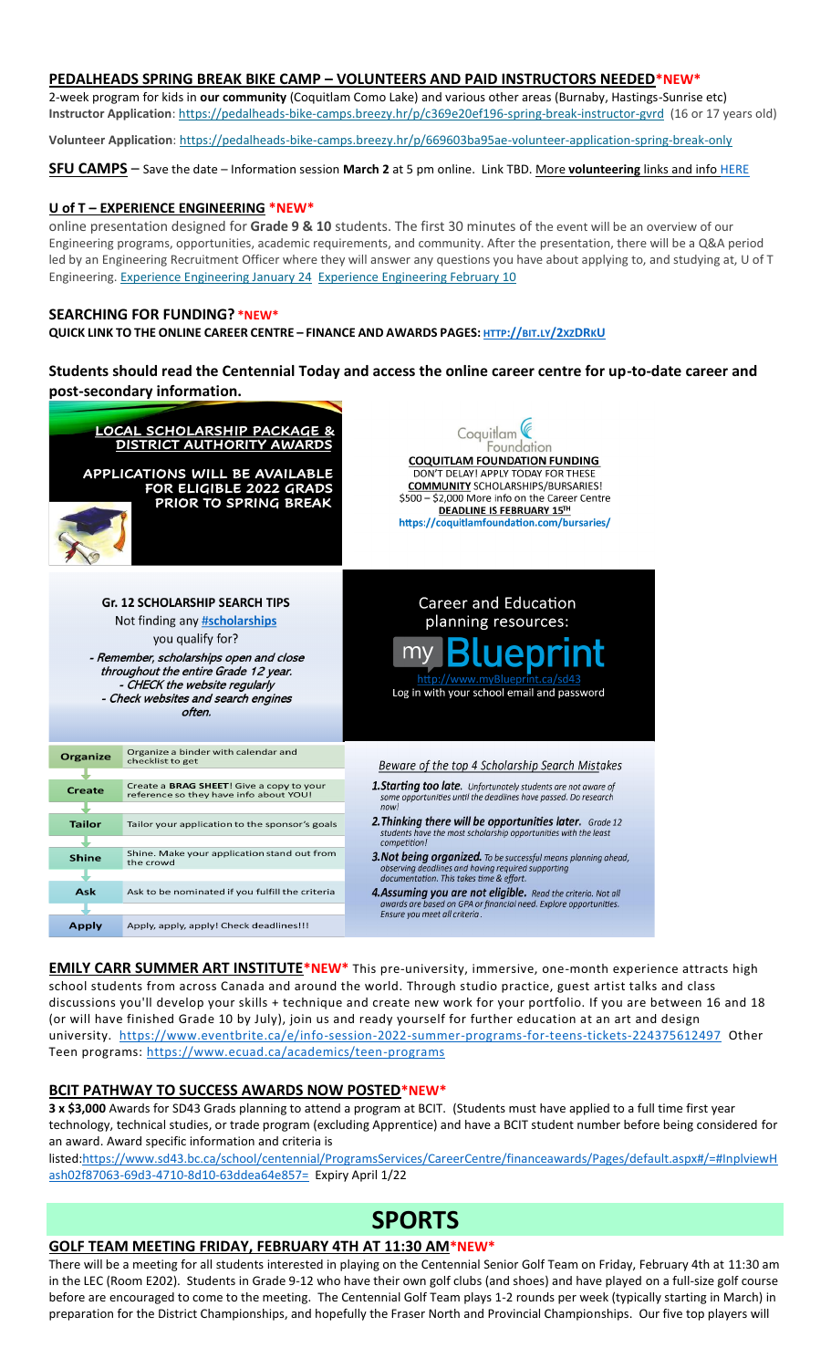## PEDALHEADS SPRING BREAK BIKE CAMP – VOLUNTEERS AND PAID INSTRUCTORS NEEDED*NEW*

2-week program for kids in **our community** (Coquitlam Como Lake) and various other areas (Burnaby, Hastings-Sunrise etc)
**Instructor Application**: https://pedalheads-bike-camps.breezy.hr/p/c369e20ef196-spring-break-instructor-gvrd (16 or 17 years old)

**Volunteer Application**: https://pedalheads-bike-camps.breezy.hr/p/669603ba95ae-volunteer-application-spring-break-only

**SFU CAMPS** – Save the date – Information session **March 2** at 5 pm online. Link TBD. More **volunteering** links and info HERE

## U of T – EXPERIENCE ENGINEERING *NEW*

online presentation designed for **Grade 9 & 10** students. The first 30 minutes of the event will be an overview of our Engineering programs, opportunities, academic requirements, and community. After the presentation, there will be a Q&A period led by an Engineering Recruitment Officer where they will answer any questions you have about applying to, and studying at, U of T Engineering. Experience Engineering January 24 Experience Engineering February 10

## SEARCHING FOR FUNDING? *NEW*

**QUICK LINK TO THE ONLINE CAREER CENTRE – FINANCE AND AWARDS PAGES: HTTP://BIT.LY/2XZDRKU**

**Students should read the Centennial Today and access the online career centre for up-to-date career and post-secondary information.**

**LOCAL SCHOLARSHIP PACKAGE & DISTRICT AUTHORITY AWARDS**

APPLICATIONS WILL BE AVAILABLE FOR ELIGIBLE 2022 GRADS PRIOR TO SPRING BREAK

Coquitlam Foundation

**COQUITLAM FOUNDATION FUNDING**
DON'T DELAY! APPLY TODAY FOR THESE **COMMUNITY** SCHOLARSHIPS/BURSARIES!
$500 – $2,000 More info on the Career Centre
**DEADLINE IS FEBRUARY 15TH**
https://coquitlamfoundation.com/bursaries/

**Gr. 12 SCHOLARSHIP SEARCH TIPS**

Not finding any #scholarships you qualify for?

- *Remember, scholarships open and close throughout the entire Grade 12 year.*
- *CHECK the website regularly*
- *Check websites and search engines often.*

Career and Education planning resources:

myBlueprint
http://www.myBlueprint.ca/sd43
Log in with your school email and password

| | |
|---|---|
| **Organize** | Organize a binder with calendar and checklist to get |
| **Create** | Create a **BRAG SHEET**! Give a copy to your reference so they have info about YOU! |
| **Tailor** | Tailor your application to the sponsor's goals |
| **Shine** | Shine. Make your application stand out from the crowd |
| **Ask** | Ask to be nominated if you fulfill the criteria |
| **Apply** | Apply, apply, apply! Check deadlines!!! |

*Beware of the top 4 Scholarship Search Mistakes*

1. ***Starting too late.*** *Unfortunately students are not aware of some opportunities until the deadlines have passed. Do research now!*
2. ***Thinking there will be opportunities later.*** *Grade 12 students have the most scholarship opportunities with the least competition!*
3. ***Not being organized.*** *To be successful means planning ahead, observing deadlines and having required supporting documentation. This takes time & effort.*
4. ***Assuming you are not eligible.*** *Read the criteria. Not all awards are based on GPA or financial need. Explore opportunities. Ensure you meet all criteria.*

**EMILY CARR SUMMER ART INSTITUTE*NEW*** This pre-university, immersive, one-month experience attracts high school students from across Canada and around the world. Through studio practice, guest artist talks and class discussions you'll develop your skills + technique and create new work for your portfolio. If you are between 16 and 18 (or will have finished Grade 10 by July), join us and ready yourself for further education at an art and design university. https://www.eventbrite.ca/e/info-session-2022-summer-programs-for-teens-tickets-224375612497 Other Teen programs: https://www.ecuad.ca/academics/teen-programs

## BCIT PATHWAY TO SUCCESS AWARDS NOW POSTED*NEW*

**3 x $3,000** Awards for SD43 Grads planning to attend a program at BCIT. (Students must have applied to a full time first year technology, technical studies, or trade program (excluding Apprentice) and have a BCIT student number before being considered for an award. Award specific information and criteria is listed:https://www.sd43.bc.ca/school/centennial/ProgramsServices/CareerCentre/financeawards/Pages/default.aspx#/=#InplviewHash02f87063-69d3-4710-8d10-63ddea64e857= Expiry April 1/22

# SPORTS

## GOLF TEAM MEETING FRIDAY, FEBRUARY 4TH AT 11:30 AM*NEW*

There will be a meeting for all students interested in playing on the Centennial Senior Golf Team on Friday, February 4th at 11:30 am in the LEC (Room E202). Students in Grade 9-12 who have their own golf clubs (and shoes) and have played on a full-size golf course before are encouraged to come to the meeting. The Centennial Golf Team plays 1-2 rounds per week (typically starting in March) in preparation for the District Championships, and hopefully the Fraser North and Provincial Championships. Our five top players will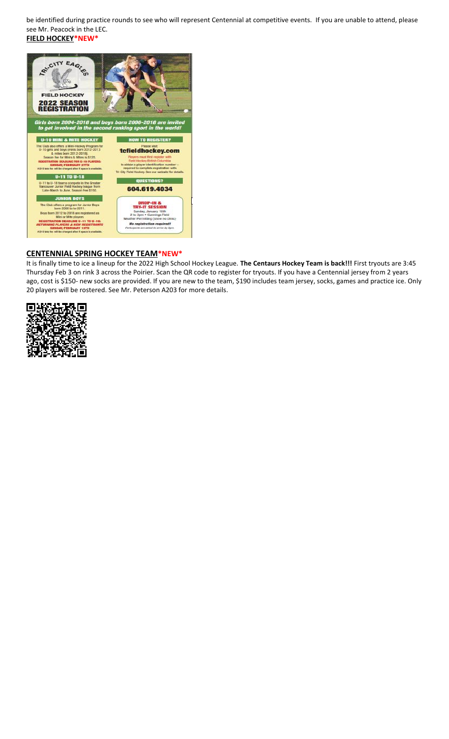be identified during practice rounds to see who will represent Centennial at competitive events. If you are unable to attend, please see Mr. Peacock in the LEC.

**FIELD HOCKEY*NEW***

TRI-CITY EAGLES

FIELD HOCKEY

2022 SEASON REGISTRATION

*Girls born 2004-2016 and boys born 2006-2018 are invited to get involved in the second ranking sport in the world!*

**U-10 MINI & MITE HOCKEY**

The Club also offers a Mini-Hockey Program for U-10 girls and boys (minis: born 2012-2013 & mites born 2012-2018). Season fee for Minis & Mites is $125.
REGISTRATION DEADLINE FOR U-10 PLAYERS: SUNDAY, FEBRUARY 27TH
A $10 late fee will be charged after if space is available.

**U-11 TO U-18**

U-11 to U-18 teams compete in the Greater Vancouver Junior Field Hockey league from Late-March to June. Season Fee $150.

**JUNIOR BOYS**

The Club offers a program for Junior Boys born 2006 to to 2011.
Boys born 2012 to 2018 are registered as Mini or Mite players
REGISTRATION DEADLINE U-11 TO U-18: RETURNING PLAYERS & NEW REGISTRANTS SUNDAY, FEBRUARY 13TH
A $10 late fee will be charged after if space is available.

**HOW TO REGISTER?**

Please visit:
tcfieldhockey.com
Players must first register with Field Hockey British Columbia to obtain a player identification number – required to complete registration with Tri-City Field Hockey. See our website for details.

**QUESTIONS?**

604.619.4034

**DROP-IN & TRY-IT SESSION**

Sunday, January 16th
2 to 3pm • Cunnings Field
Weather Permitting (Snow no clinic)
*No registration required!*
*Participants are asked to arrive by 2pm.*

## CENTENNIAL SPRING HOCKEY TEAM*NEW*

It is finally time to ice a lineup for the 2022 High School Hockey League. **The Centaurs Hockey Team is back!!!** First tryouts are 3:45 Thursday Feb 3 on rink 3 across the Poirier. Scan the QR code to register for tryouts. If you have a Centennial jersey from 2 years ago, cost is $150- new socks are provided. If you are new to the team, $190 includes team jersey, socks, games and practice ice. Only 20 players will be rostered. See Mr. Peterson A203 for more details.